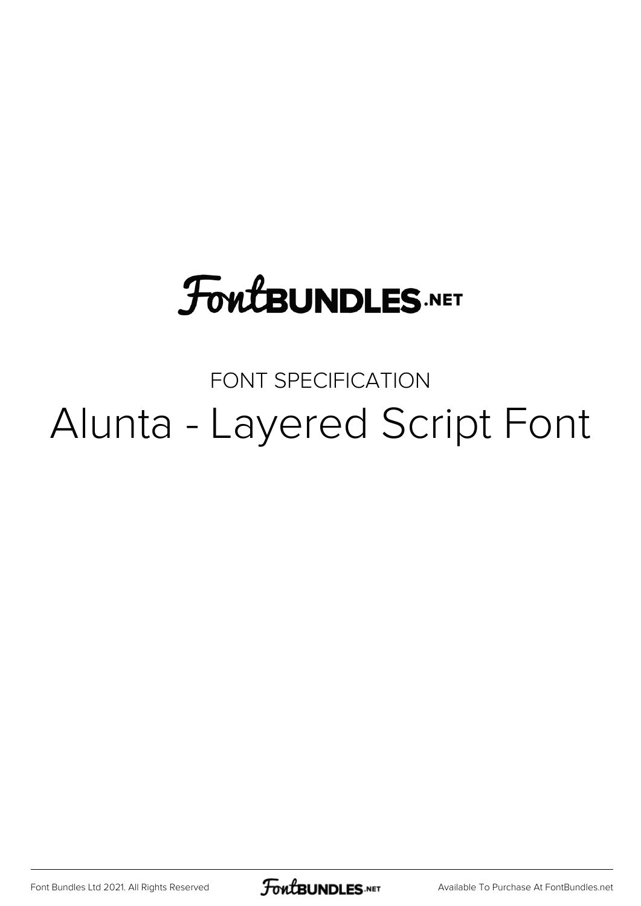FontBundles.net

FONT SPECIFICATION

# Alunta - Layered Script Font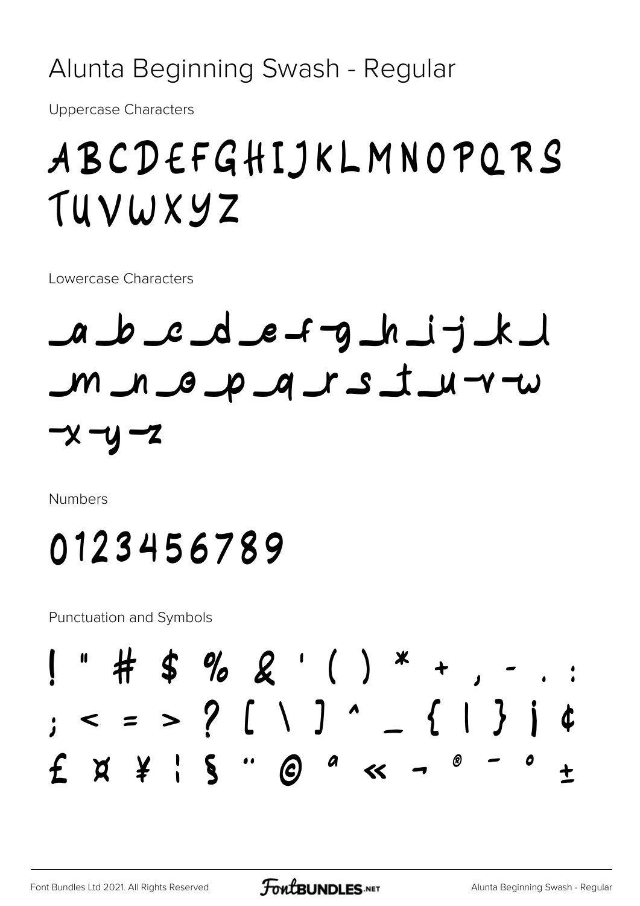# Alunta Beginning Swash - Regular

Uppercase Characters

ABCDEFGHIJKLMNOPQRS
TUVWXYZ

Lowercase Characters

a b c d e f g h i j k l
m n o p q r s t u v w
x y z

Numbers

0123456789

Punctuation and Symbols

! " # $ % & ' ( ) * + , - . :
; < = > ? [ \ ] ^ _ { | } ¡ ¢
£ ¤ ¥ ¦ § ¨ © ª « ¬ ® ¯ ° ±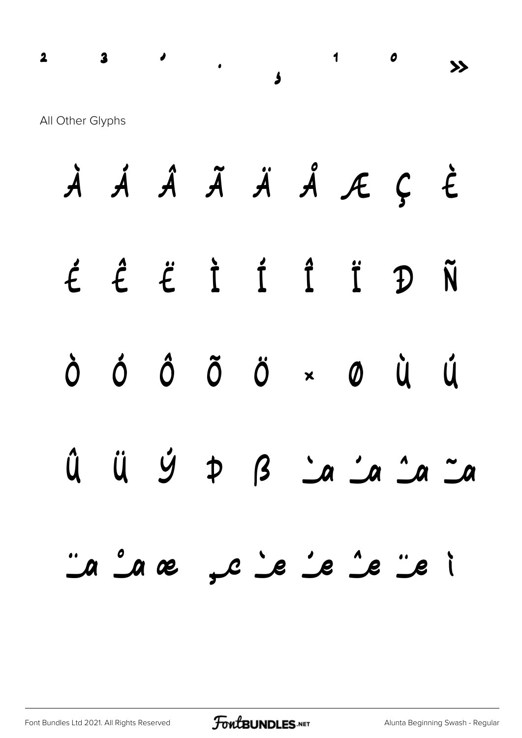² ³ ' · ¸ ¹ º »

All Other Glyphs

À Á Â Ã Ä Å Æ Ç È

É Ê Ë Ì Í Î Ï Ð Ñ

Ò Ó Ô Õ Ö × Ø Ù Ú

Û Ü Ý Þ ß à á â ã

ä å æ ç è é ê ë ì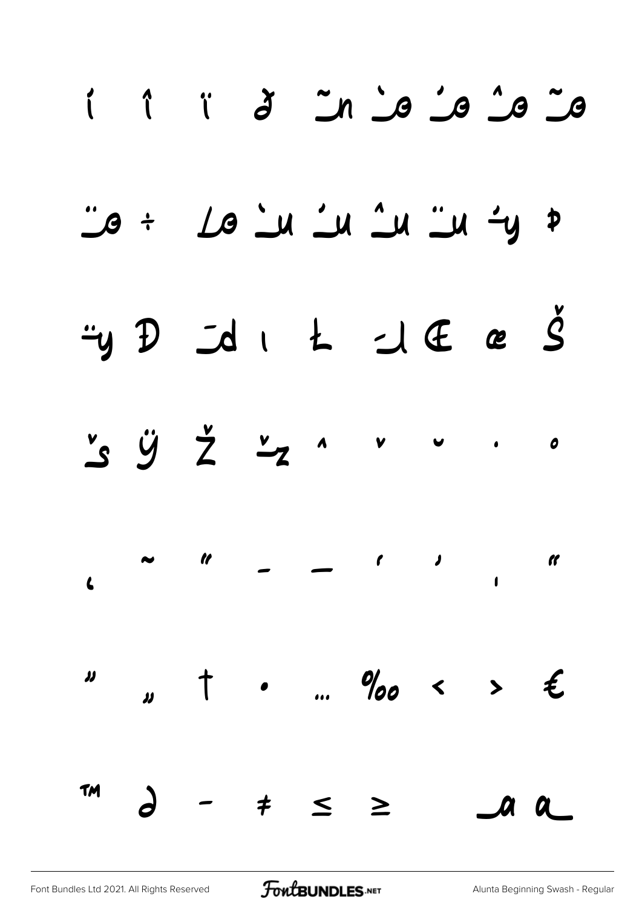í î ï ð ñ ò ó ô õ

ö ÷ ø ù ú û ü ý þ

ÿ Đ đ ı Ł ł Œ œ Š

š Ÿ Ž ž ˆ ˇ ˘ ˙ ˚

˛ ˜ ˝ – — ‘ ’ ‚ “

” „ † • … ‰ ‹ › €

™ ∂ − ≠ ≤ ≥ a a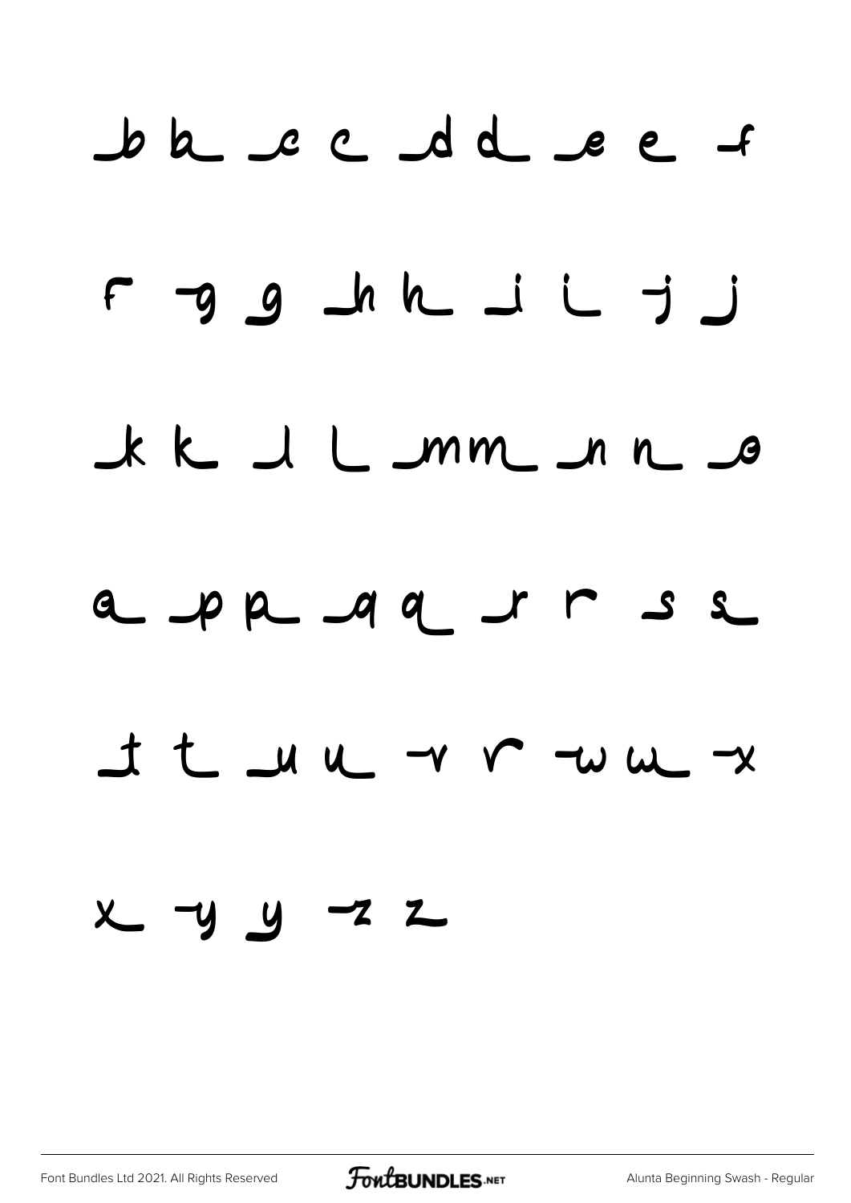b b c c d d e e f

f g g h h i i j j

k k l l m m n n o

o p p q q r r s s

t t u u v v w w x

x y y z z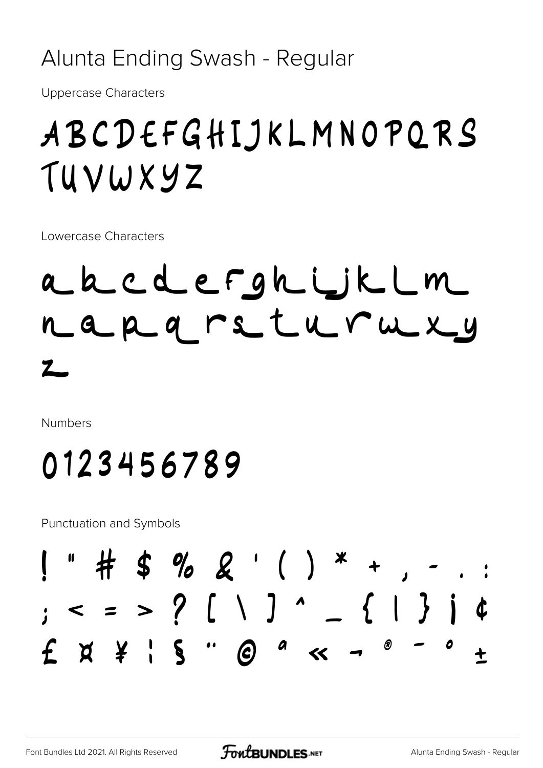# Alunta Ending Swash - Regular

Uppercase Characters

ABCDEFGHIJKLMNOPQRS
TUVWXYZ

Lowercase Characters

abcdefghijklm
nopqrstuvwxy
z

Numbers

0123456789

Punctuation and Symbols

! " # $ % & ' ( ) * + , - . :
; < = > ? [ \ ] ^ _ { | } ¡ ¢
£ ¤ ¥ ¦ § ¨ © ª « ¬ ® ¯ ° ±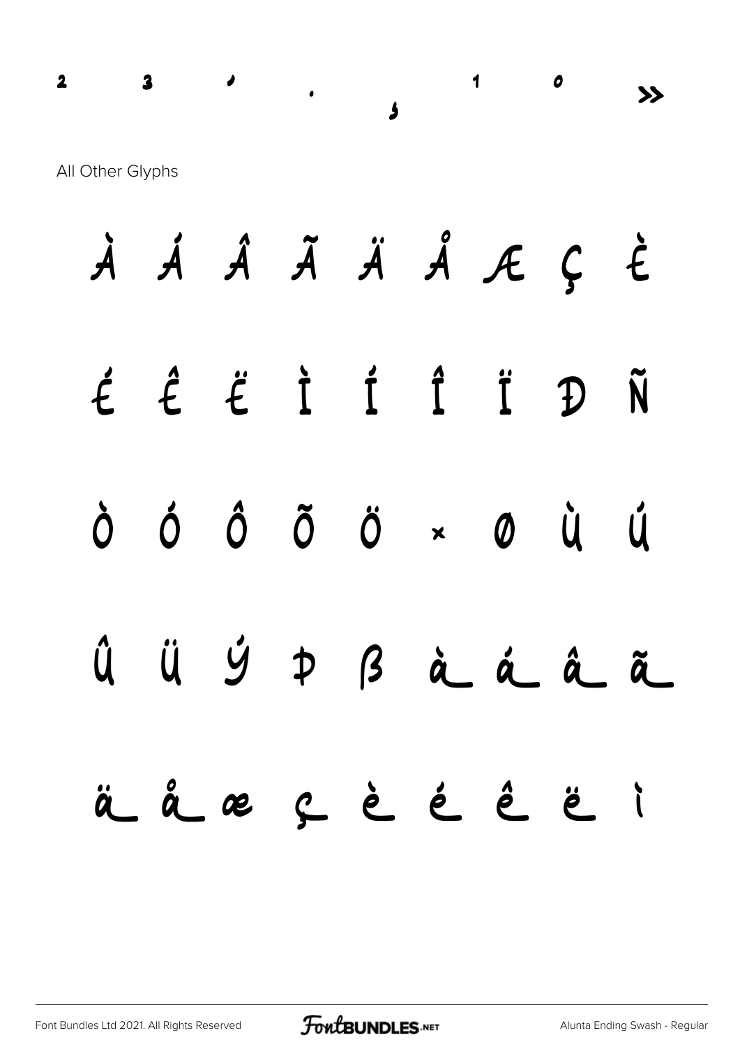² ³ ʼ · ¸ ¹ º »

All Other Glyphs

À Á Â Ã Ä Å Æ Ç È

É Ê Ë Ì Í Î Ï Ð Ñ

Ò Ó Ô Õ Ö × Ø Ù Ú

Û Ü Ý Þ ß à á â ã

ä å æ ç è é ê ë ì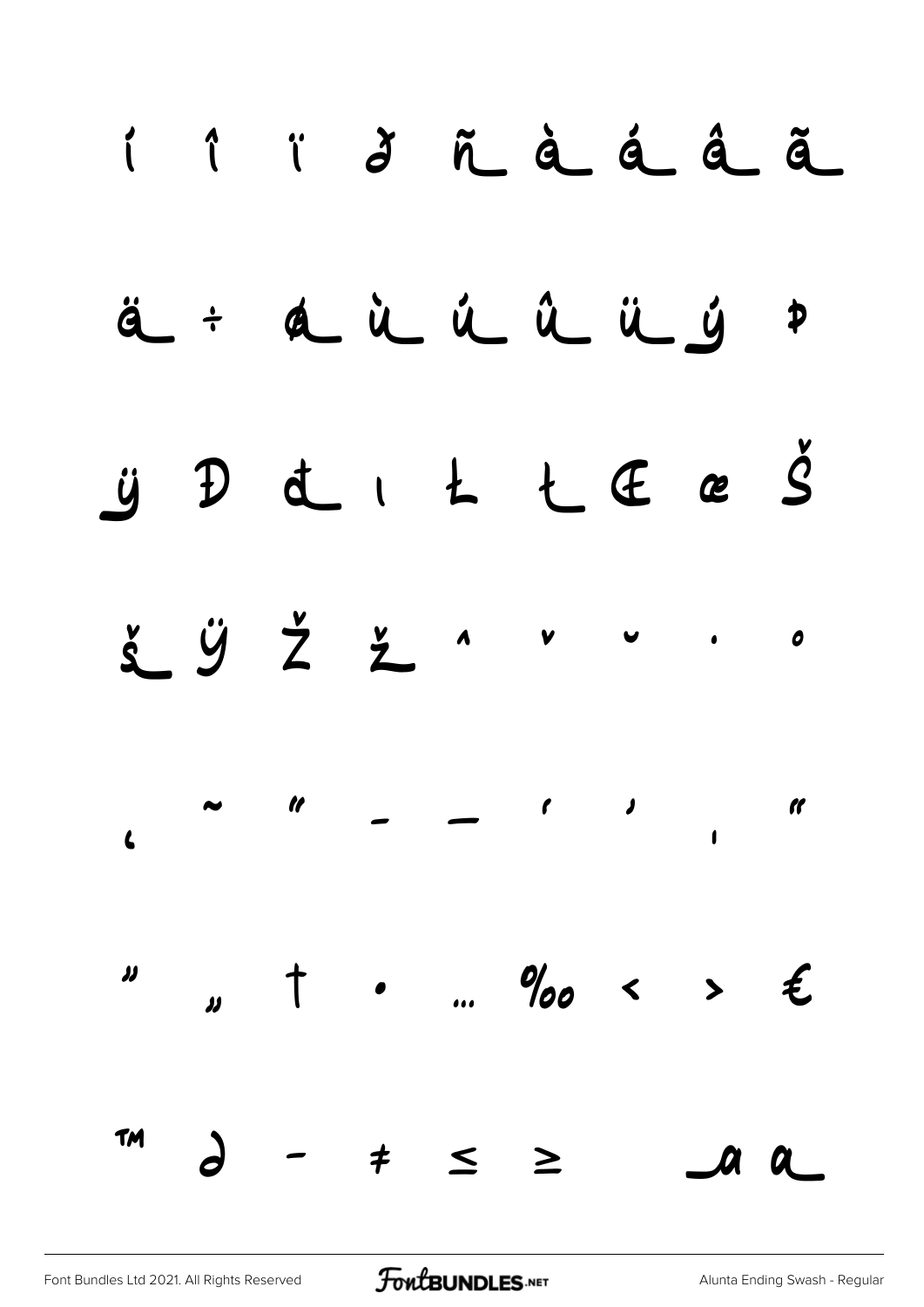í î ï ð ñ à á â ã

ä ÷ ø ù ú û ü ý þ

ÿ Đ đ ı Ł ł Œ œ Š

š Ÿ Ž ž ˆ ˇ ˘ ˙ ˚

˛ ˜ ˝ – — ' ' ‚ "

" „ † • … ‰ ‹ › €

™ ∂ − ≠ ≤ ≥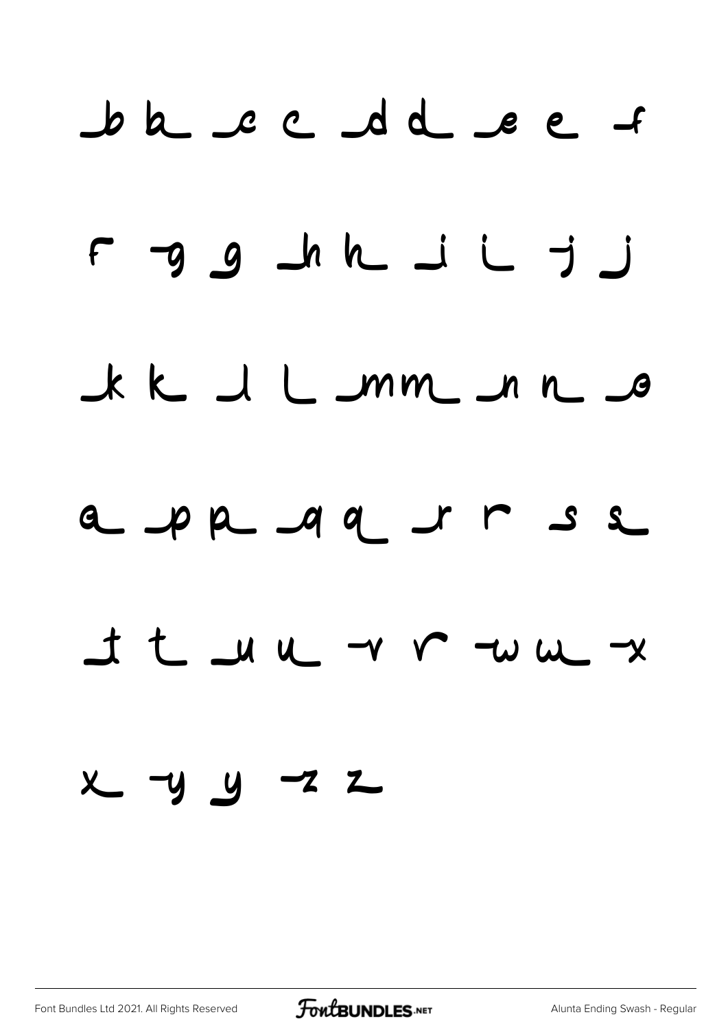b b c c d d e e f

f g g h h i i j j

k k l l m m n n o

o p p q q r r s s

t t u u v v w w x

x y y z z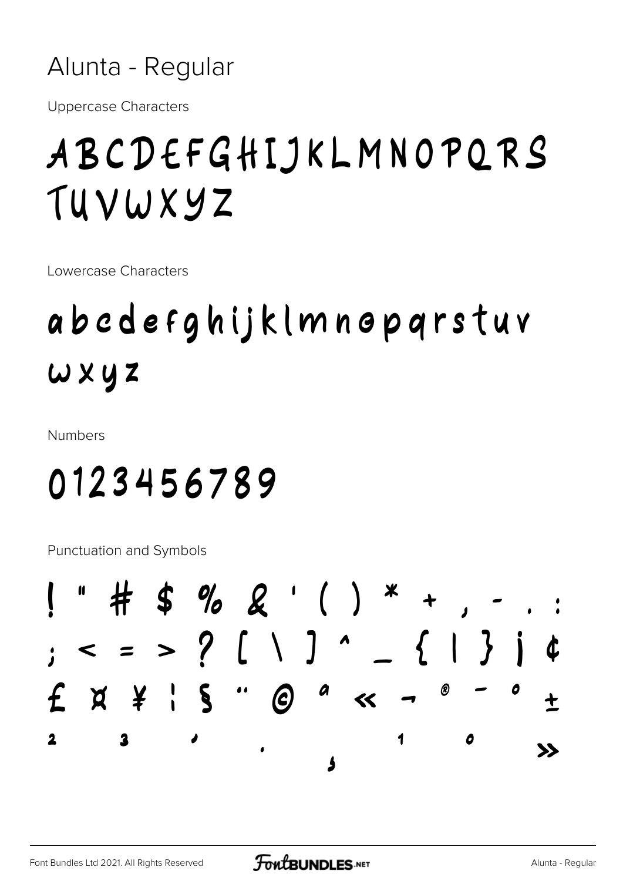# Alunta - Regular

Uppercase Characters

ABCDEFGHIJKLMNOPQRS TUVWXYZ

Lowercase Characters

abcdefghijklmnopqrstuv wxyz

Numbers

0123456789

Punctuation and Symbols

! " # $ % & ' ( ) * + , - . :
; < = > ? [ \ ] ^ _ { | } ¡ ¢
£ ¤ ¥ ¦ § ¨ © ª « ¬ ® ¯ ° ±
² ³ ´ · ¸ ¹ º »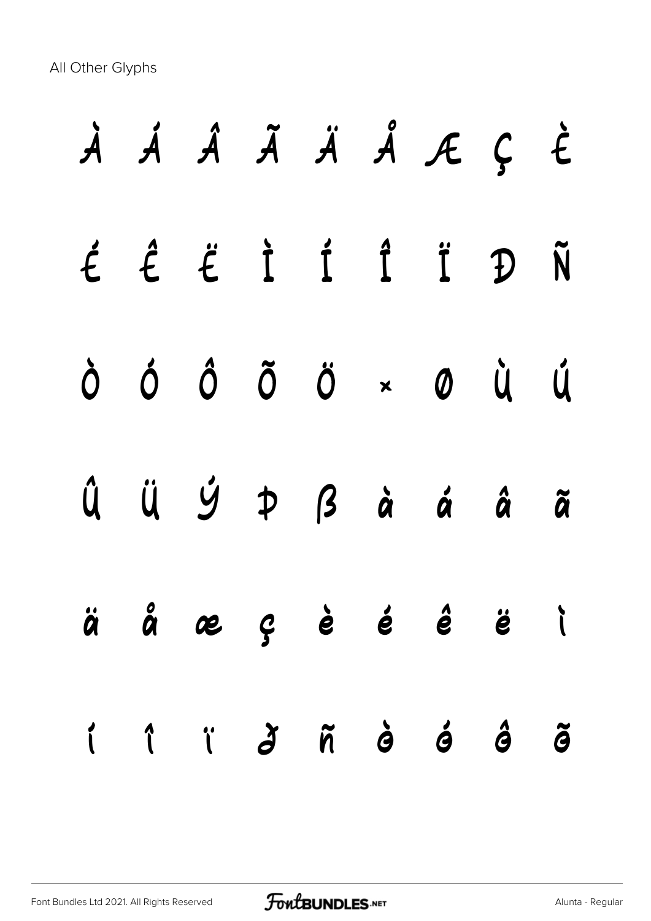All Other Glyphs

À Á Â Ã Ä Å Æ Ç È

É Ê Ë Ì Í Î Ï Ð Ñ

Ò Ó Ô Õ Ö × Ø Ù Ú

Û Ü Ý Þ ß à á â ã

ä å æ ç è é ê ë ì

í î ï ð ñ ò ó ô õ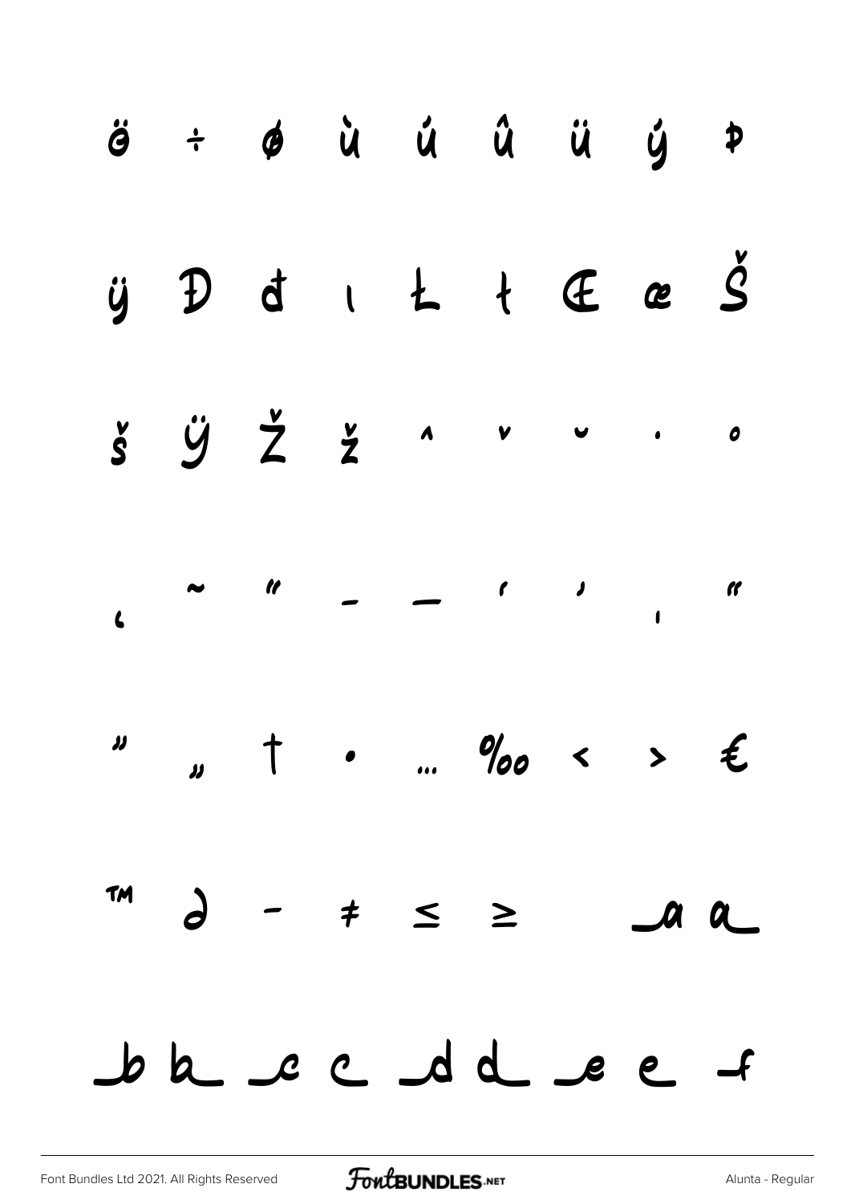ö ÷ ø ù ú û ü ý þ

ÿ Đ đ ı Ł ł Œ œ Š

š Ÿ Ž ž ˆ ˇ ˘ ˙ ˚

¸ ˜ ˝ – — ' ' ‚ "

" „ † • … ‰ ‹ › €

™ ∂ − ≠ ≤ ≥ a a

b b c c d d e e f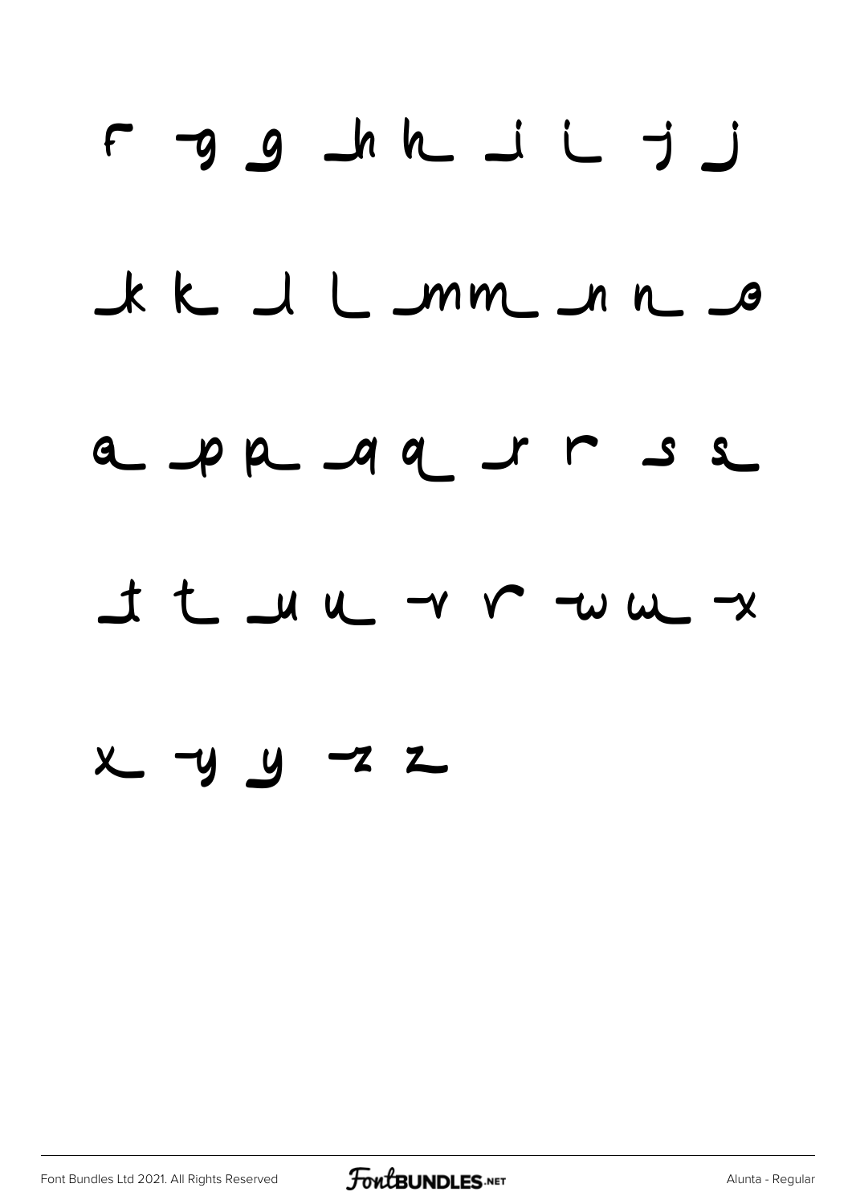f g g h h i i j j

k k l l m m n n o

o p p q q r r s s

t t u u v v w w x

x y y z z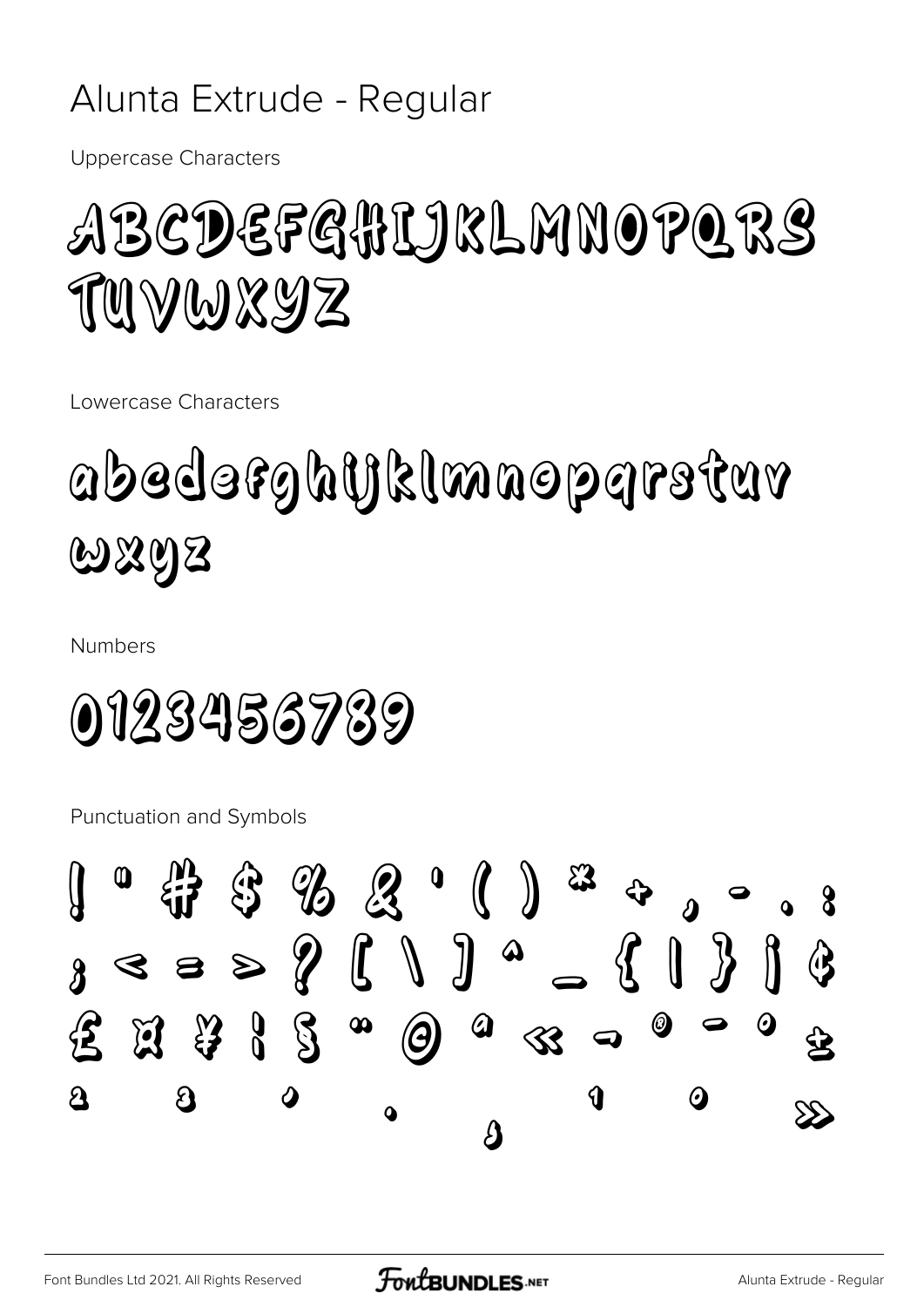# Alunta Extrude - Regular

Uppercase Characters

ABCDEFGHIJKLMNOPQRS TUVWXYZ

Lowercase Characters

abcdefghijklmnopqrstuv wxyz

Numbers

0123456789

Punctuation and Symbols

! " # $ % & ' ( ) * + , - . :
; < = > ? [ \ ] ^ _ { | } ¡ ¢
£ ¤ ¥ ¦ § ¨ © ª « ¬ ® ¯ ° ±
² ³ ´ · ¸ ¹ º »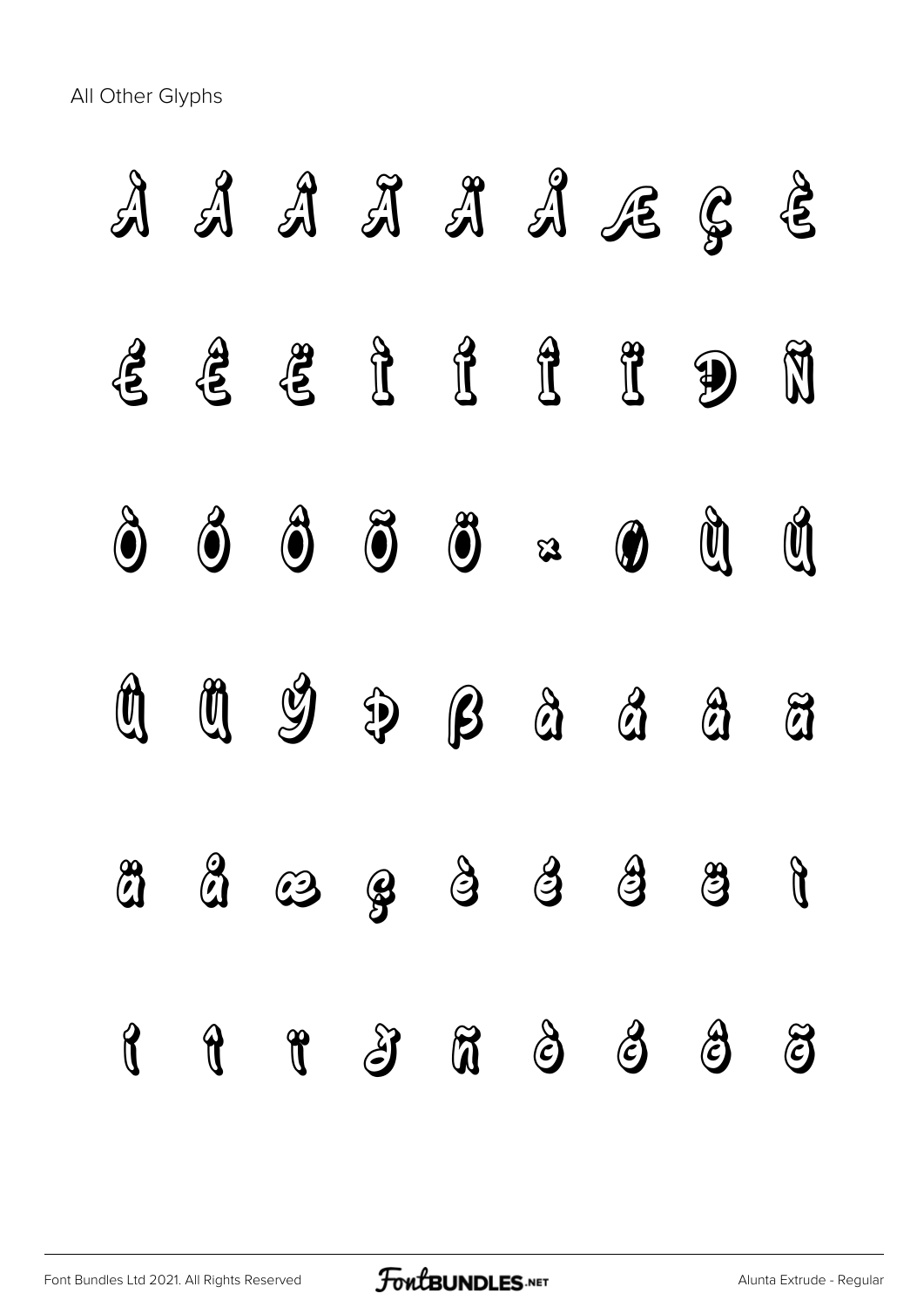All Other Glyphs

À Á Â Ã Ä Å Æ Ç È

É Ê Ë Ì Í Î Ï Ð Ñ

Ò Ó Ô Õ Ö × Ø Ù Ú

Û Ü Ý Þ ß à á â ã

ä å æ ç è é ê ë ì

í î ï ð ñ ò ó ô õ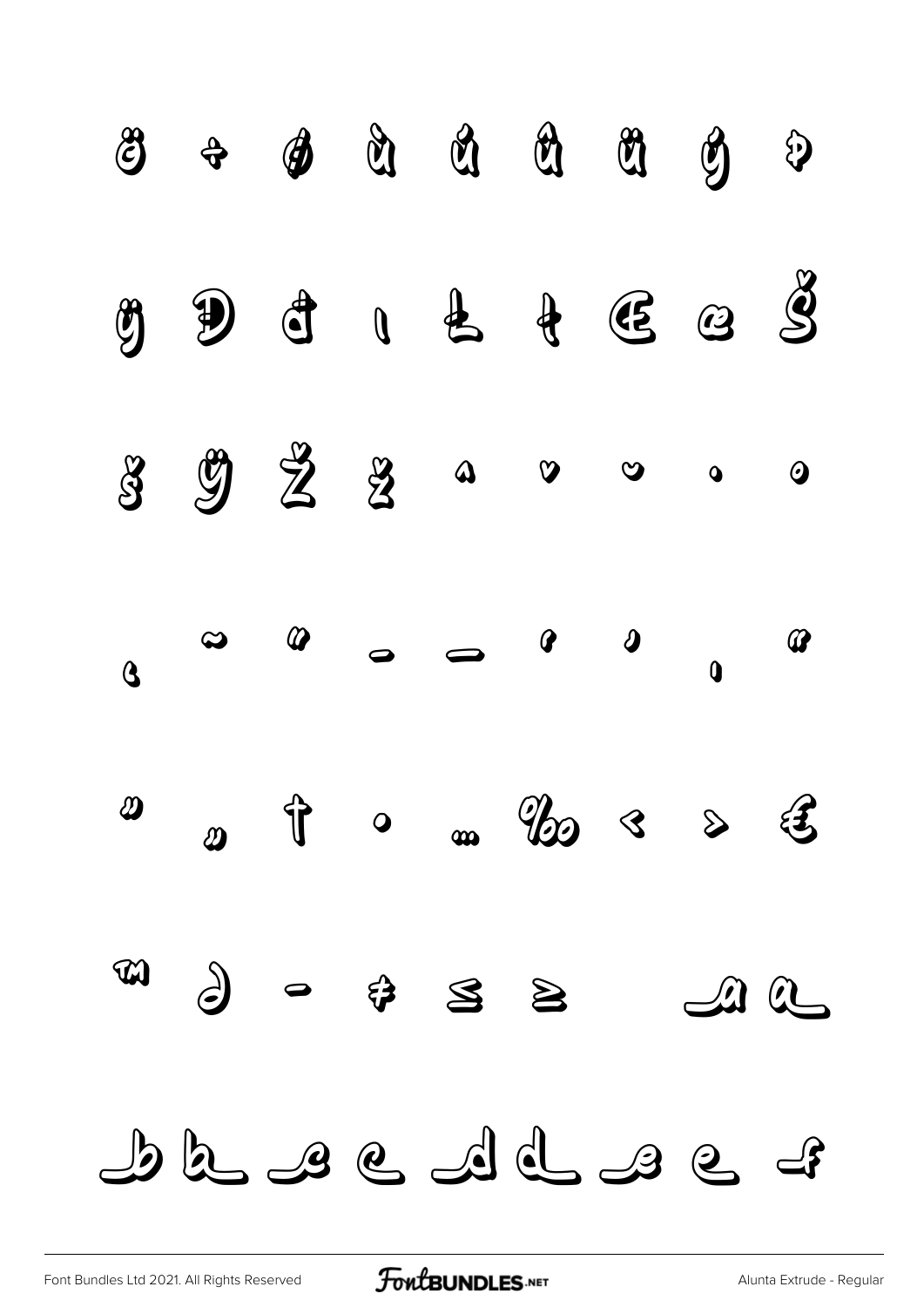ö ÷ ø ù ú û ü ý þ

ÿ Đ đ ı Ł ł Œ œ Š

š Ÿ Ž ž ˆ ˇ ˘ ˙ ˚

˛ ˜ ˝ – — ‘ ’ ‚ “

” „ † • … ‰ ‹ › €

™ ∂ − ≠ ≤ ≥ a a

b b c c d d e e f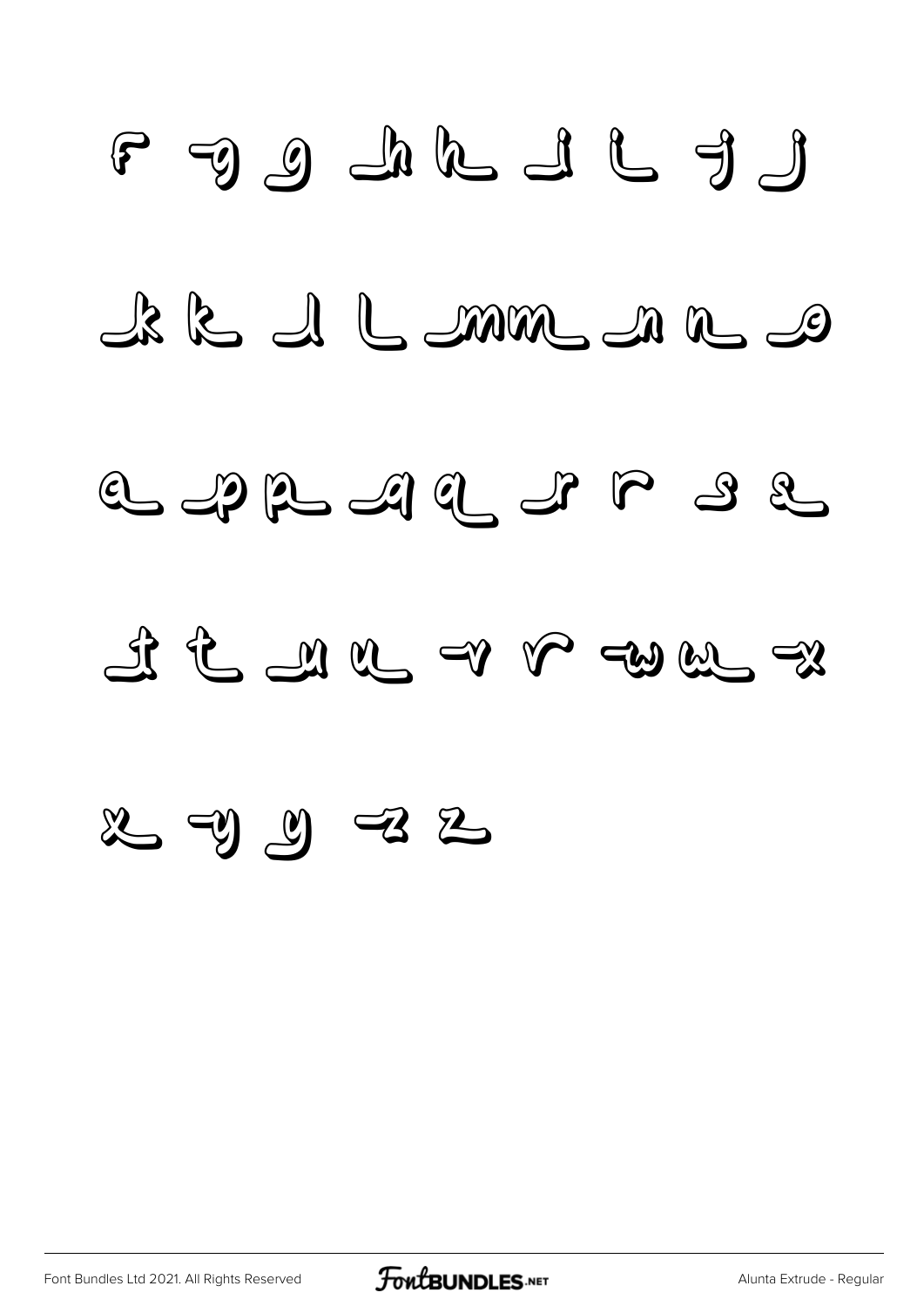f -g g -h h -i i -j j

-k k -l l -m m -n n -o

o -p p -q q -r r -s s

-t t -u u -v v -w w -x

x -y y -z z